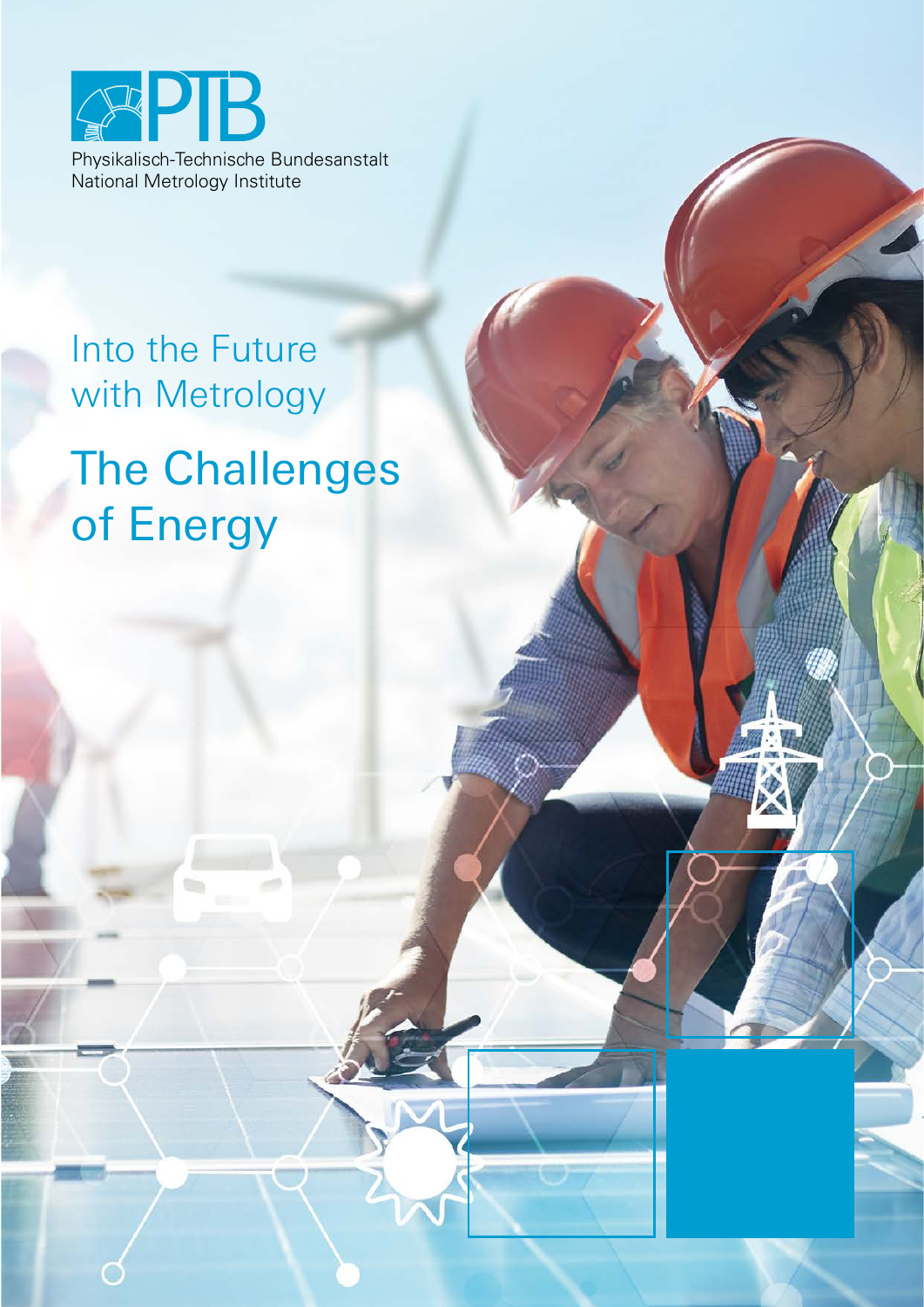PTB

Physikalisch-Technische Bundesanstalt
National Metrology Institute

## Into the Future with Metrology

# The Challenges of Energy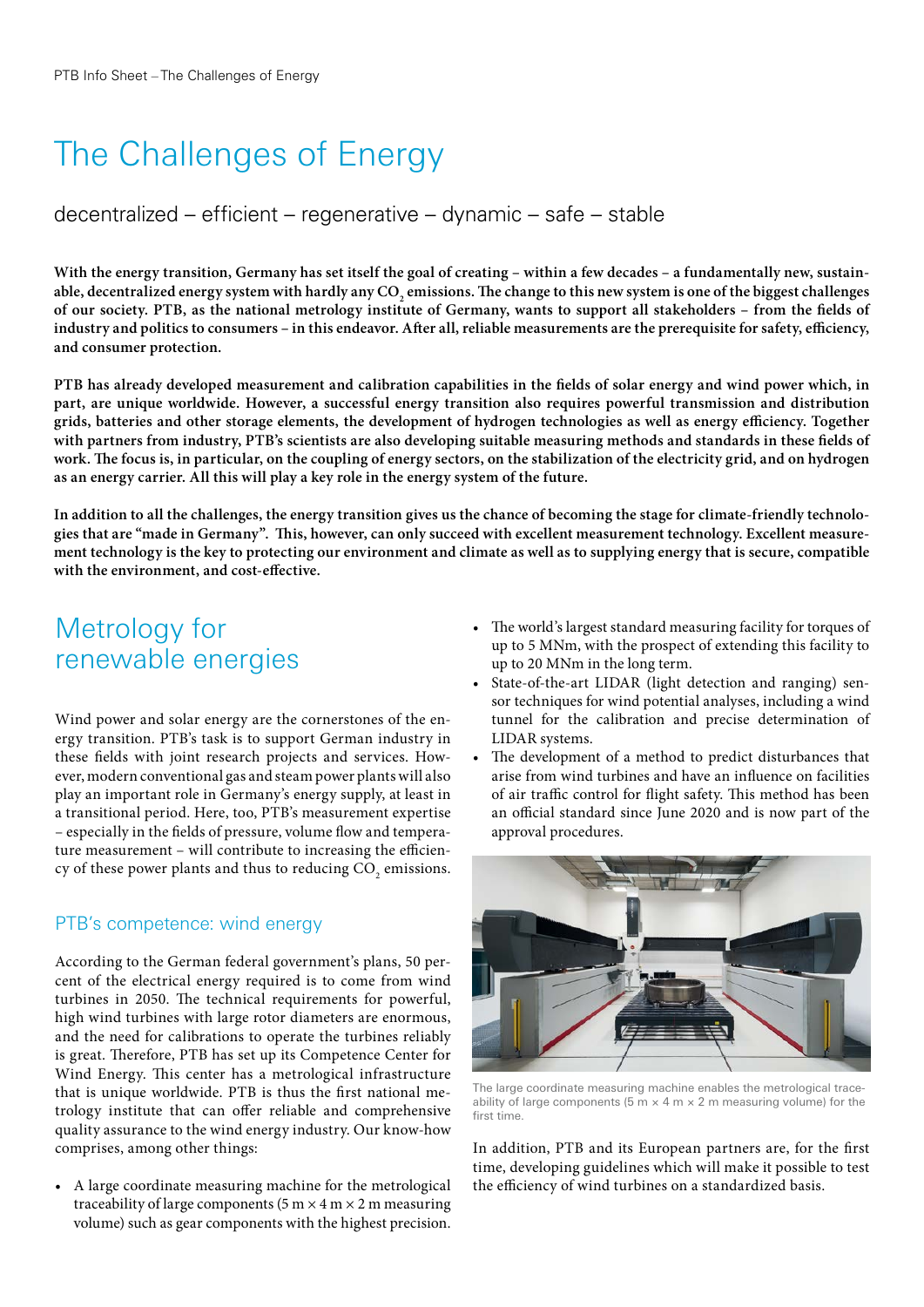# The Challenges of Energy

## decentralized – efficient – regenerative – dynamic – safe – stable

**With the energy transition, Germany has set itself the goal of creating – within a few decades – a fundamentally new, sustainable, decentralized energy system with hardly any $CO_2$ emissions. The change to this new system is one of the biggest challenges of our society. PTB, as the national metrology institute of Germany, wants to support all stakeholders – from the fields of industry and politics to consumers – in this endeavor. After all, reliable measurements are the prerequisite for safety, efficiency, and consumer protection.**

**PTB has already developed measurement and calibration capabilities in the fields of solar energy and wind power which, in part, are unique worldwide. However, a successful energy transition also requires powerful transmission and distribution grids, batteries and other storage elements, the development of hydrogen technologies as well as energy efficiency. Together with partners from industry, PTB's scientists are also developing suitable measuring methods and standards in these fields of work. The focus is, in particular, on the coupling of energy sectors, on the stabilization of the electricity grid, and on hydrogen as an energy carrier. All this will play a key role in the energy system of the future.**

**In addition to all the challenges, the energy transition gives us the chance of becoming the stage for climate-friendly technologies that are "made in Germany". This, however, can only succeed with excellent measurement technology. Excellent measurement technology is the key to protecting our environment and climate as well as to supplying energy that is secure, compatible with the environment, and cost-effective.**

## Metrology for renewable energies

Wind power and solar energy are the cornerstones of the energy transition. PTB's task is to support German industry in these fields with joint research projects and services. However, modern conventional gas and steam power plants will also play an important role in Germany's energy supply, at least in a transitional period. Here, too, PTB's measurement expertise – especially in the fields of pressure, volume flow and temperature measurement – will contribute to increasing the efficiency of these power plants and thus to reducing $CO_2$ emissions.

### PTB's competence: wind energy

According to the German federal government's plans, 50 percent of the electrical energy required is to come from wind turbines in 2050. The technical requirements for powerful, high wind turbines with large rotor diameters are enormous, and the need for calibrations to operate the turbines reliably is great. Therefore, PTB has set up its Competence Center for Wind Energy. This center has a metrological infrastructure that is unique worldwide. PTB is thus the first national metrology institute that can offer reliable and comprehensive quality assurance to the wind energy industry. Our know-how comprises, among other things:

- A large coordinate measuring machine for the metrological traceability of large components (5 m × 4 m × 2 m measuring volume) such as gear components with the highest precision.
- The world's largest standard measuring facility for torques of up to 5 MNm, with the prospect of extending this facility to up to 20 MNm in the long term.
- State-of-the-art LIDAR (light detection and ranging) sensor techniques for wind potential analyses, including a wind tunnel for the calibration and precise determination of LIDAR systems.
- The development of a method to predict disturbances that arise from wind turbines and have an influence on facilities of air traffic control for flight safety. This method has been an official standard since June 2020 and is now part of the approval procedures.

The large coordinate measuring machine enables the metrological traceability of large components (5 m × 4 m × 2 m measuring volume) for the first time.

In addition, PTB and its European partners are, for the first time, developing guidelines which will make it possible to test the efficiency of wind turbines on a standardized basis.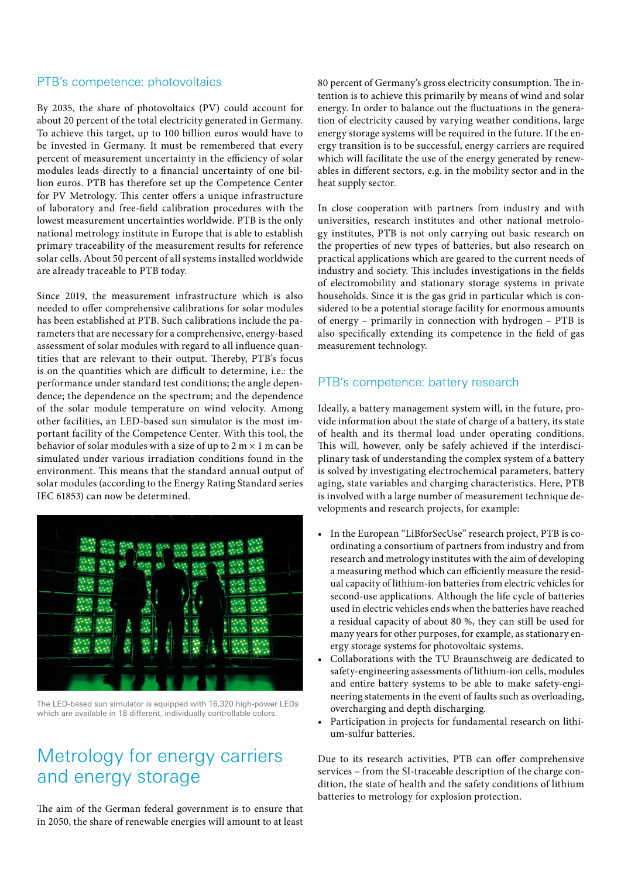## PTB's competence: photovoltaics

By 2035, the share of photovoltaics (PV) could account for about 20 percent of the total electricity generated in Germany. To achieve this target, up to 100 billion euros would have to be invested in Germany. It must be remembered that every percent of measurement uncertainty in the efficiency of solar modules leads directly to a financial uncertainty of one billion euros. PTB has therefore set up the Competence Center for PV Metrology. This center offers a unique infrastructure of laboratory and free-field calibration procedures with the lowest measurement uncertainties worldwide. PTB is the only national metrology institute in Europe that is able to establish primary traceability of the measurement results for reference solar cells. About 50 percent of all systems installed worldwide are already traceable to PTB today.

Since 2019, the measurement infrastructure which is also needed to offer comprehensive calibrations for solar modules has been established at PTB. Such calibrations include the parameters that are necessary for a comprehensive, energy-based assessment of solar modules with regard to all influence quantities that are relevant to their output. Thereby, PTB's focus is on the quantities which are difficult to determine, i.e.: the performance under standard test conditions; the angle dependence; the dependence on the spectrum; and the dependence of the solar module temperature on wind velocity. Among other facilities, an LED-based sun simulator is the most important facility of the Competence Center. With this tool, the behavior of solar modules with a size of up to 2 m × 1 m can be simulated under various irradiation conditions found in the environment. This means that the standard annual output of solar modules (according to the Energy Rating Standard series IEC 61853) can now be determined.

The LED-based sun simulator is equipped with 16,320 high-power LEDs which are available in 18 different, individually controllable colors.

# Metrology for energy carriers and energy storage

The aim of the German federal government is to ensure that in 2050, the share of renewable energies will amount to at least 80 percent of Germany's gross electricity consumption. The intention is to achieve this primarily by means of wind and solar energy. In order to balance out the fluctuations in the generation of electricity caused by varying weather conditions, large energy storage systems will be required in the future. If the energy transition is to be successful, energy carriers are required which will facilitate the use of the energy generated by renewables in different sectors, e.g. in the mobility sector and in the heat supply sector.

In close cooperation with partners from industry and with universities, research institutes and other national metrology institutes, PTB is not only carrying out basic research on the properties of new types of batteries, but also research on practical applications which are geared to the current needs of industry and society. This includes investigations in the fields of electromobility and stationary storage systems in private households. Since it is the gas grid in particular which is considered to be a potential storage facility for enormous amounts of energy – primarily in connection with hydrogen – PTB is also specifically extending its competence in the field of gas measurement technology.

## PTB's competence: battery research

Ideally, a battery management system will, in the future, provide information about the state of charge of a battery, its state of health and its thermal load under operating conditions. This will, however, only be safely achieved if the interdisciplinary task of understanding the complex system of a battery is solved by investigating electrochemical parameters, battery aging, state variables and charging characteristics. Here, PTB is involved with a large number of measurement technique developments and research projects, for example:

- In the European "LiBforSecUse" research project, PTB is coordinating a consortium of partners from industry and from research and metrology institutes with the aim of developing a measuring method which can efficiently measure the residual capacity of lithium-ion batteries from electric vehicles for second-use applications. Although the life cycle of batteries used in electric vehicles ends when the batteries have reached a residual capacity of about 80 %, they can still be used for many years for other purposes, for example, as stationary energy storage systems for photovoltaic systems.
- Collaborations with the TU Braunschweig are dedicated to safety-engineering assessments of lithium-ion cells, modules and entire battery systems to be able to make safety-engineering statements in the event of faults such as overloading, overcharging and depth discharging.
- Participation in projects for fundamental research on lithium-sulfur batteries.

Due to its research activities, PTB can offer comprehensive services – from the SI-traceable description of the charge condition, the state of health and the safety conditions of lithium batteries to metrology for explosion protection.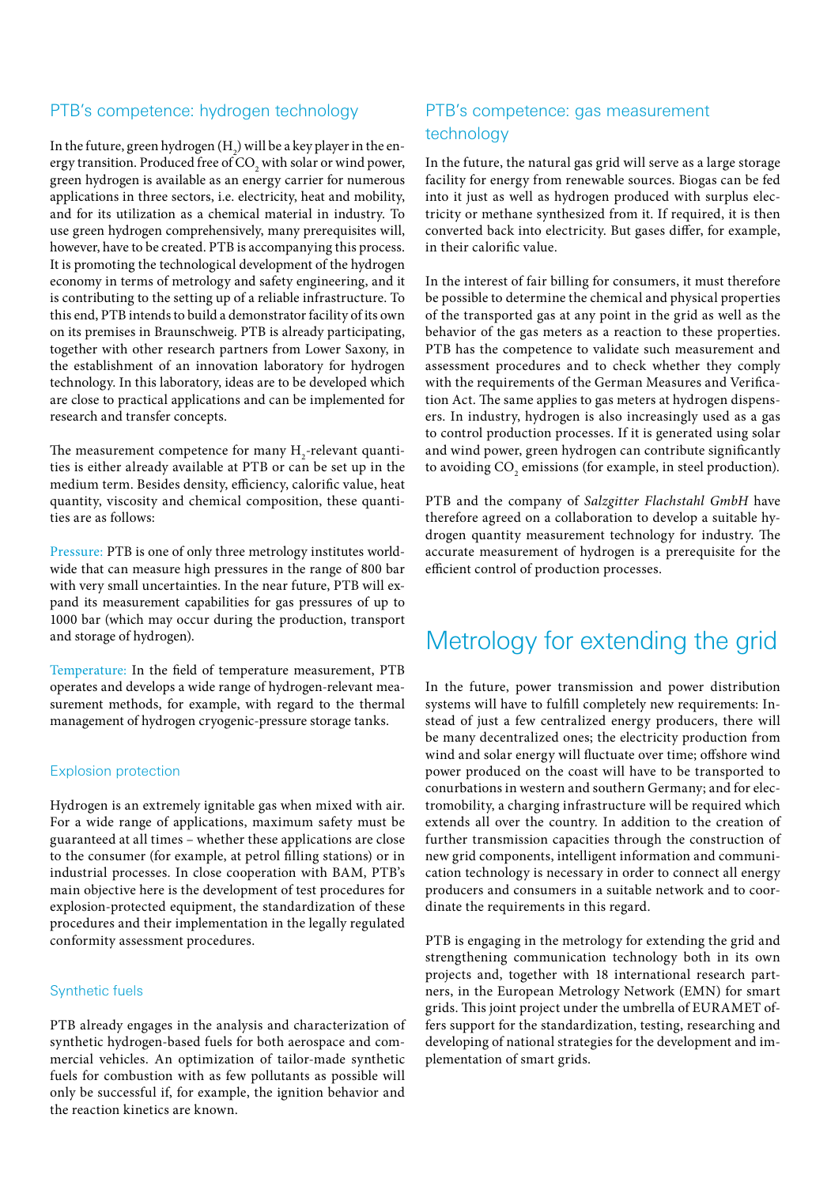## PTB's competence: hydrogen technology

In the future, green hydrogen ($H_2$) will be a key player in the energy transition. Produced free of $CO_2$ with solar or wind power, green hydrogen is available as an energy carrier for numerous applications in three sectors, i.e. electricity, heat and mobility, and for its utilization as a chemical material in industry. To use green hydrogen comprehensively, many prerequisites will, however, have to be created. PTB is accompanying this process. It is promoting the technological development of the hydrogen economy in terms of metrology and safety engineering, and it is contributing to the setting up of a reliable infrastructure. To this end, PTB intends to build a demonstrator facility of its own on its premises in Braunschweig. PTB is already participating, together with other research partners from Lower Saxony, in the establishment of an innovation laboratory for hydrogen technology. In this laboratory, ideas are to be developed which are close to practical applications and can be implemented for research and transfer concepts.

The measurement competence for many $H_2$-relevant quantities is either already available at PTB or can be set up in the medium term. Besides density, efficiency, calorific value, heat quantity, viscosity and chemical composition, these quantities are as follows:

Pressure: PTB is one of only three metrology institutes worldwide that can measure high pressures in the range of 800 bar with very small uncertainties. In the near future, PTB will expand its measurement capabilities for gas pressures of up to 1000 bar (which may occur during the production, transport and storage of hydrogen).

Temperature: In the field of temperature measurement, PTB operates and develops a wide range of hydrogen-relevant measurement methods, for example, with regard to the thermal management of hydrogen cryogenic-pressure storage tanks.

### Explosion protection

Hydrogen is an extremely ignitable gas when mixed with air. For a wide range of applications, maximum safety must be guaranteed at all times – whether these applications are close to the consumer (for example, at petrol filling stations) or in industrial processes. In close cooperation with BAM, PTB's main objective here is the development of test procedures for explosion-protected equipment, the standardization of these procedures and their implementation in the legally regulated conformity assessment procedures.

### Synthetic fuels

PTB already engages in the analysis and characterization of synthetic hydrogen-based fuels for both aerospace and commercial vehicles. An optimization of tailor-made synthetic fuels for combustion with as few pollutants as possible will only be successful if, for example, the ignition behavior and the reaction kinetics are known.

## PTB's competence: gas measurement technology

In the future, the natural gas grid will serve as a large storage facility for energy from renewable sources. Biogas can be fed into it just as well as hydrogen produced with surplus electricity or methane synthesized from it. If required, it is then converted back into electricity. But gases differ, for example, in their calorific value.

In the interest of fair billing for consumers, it must therefore be possible to determine the chemical and physical properties of the transported gas at any point in the grid as well as the behavior of the gas meters as a reaction to these properties. PTB has the competence to validate such measurement and assessment procedures and to check whether they comply with the requirements of the German Measures and Verification Act. The same applies to gas meters at hydrogen dispensers. In industry, hydrogen is also increasingly used as a gas to control production processes. If it is generated using solar and wind power, green hydrogen can contribute significantly to avoiding $CO_2$ emissions (for example, in steel production).

PTB and the company of *Salzgitter Flachstahl GmbH* have therefore agreed on a collaboration to develop a suitable hydrogen quantity measurement technology for industry. The accurate measurement of hydrogen is a prerequisite for the efficient control of production processes.

# Metrology for extending the grid

In the future, power transmission and power distribution systems will have to fulfill completely new requirements: Instead of just a few centralized energy producers, there will be many decentralized ones; the electricity production from wind and solar energy will fluctuate over time; offshore wind power produced on the coast will have to be transported to conurbations in western and southern Germany; and for electromobility, a charging infrastructure will be required which extends all over the country. In addition to the creation of further transmission capacities through the construction of new grid components, intelligent information and communication technology is necessary in order to connect all energy producers and consumers in a suitable network and to coordinate the requirements in this regard.

PTB is engaging in the metrology for extending the grid and strengthening communication technology both in its own projects and, together with 18 international research partners, in the European Metrology Network (EMN) for smart grids. This joint project under the umbrella of EURAMET offers support for the standardization, testing, researching and developing of national strategies for the development and implementation of smart grids.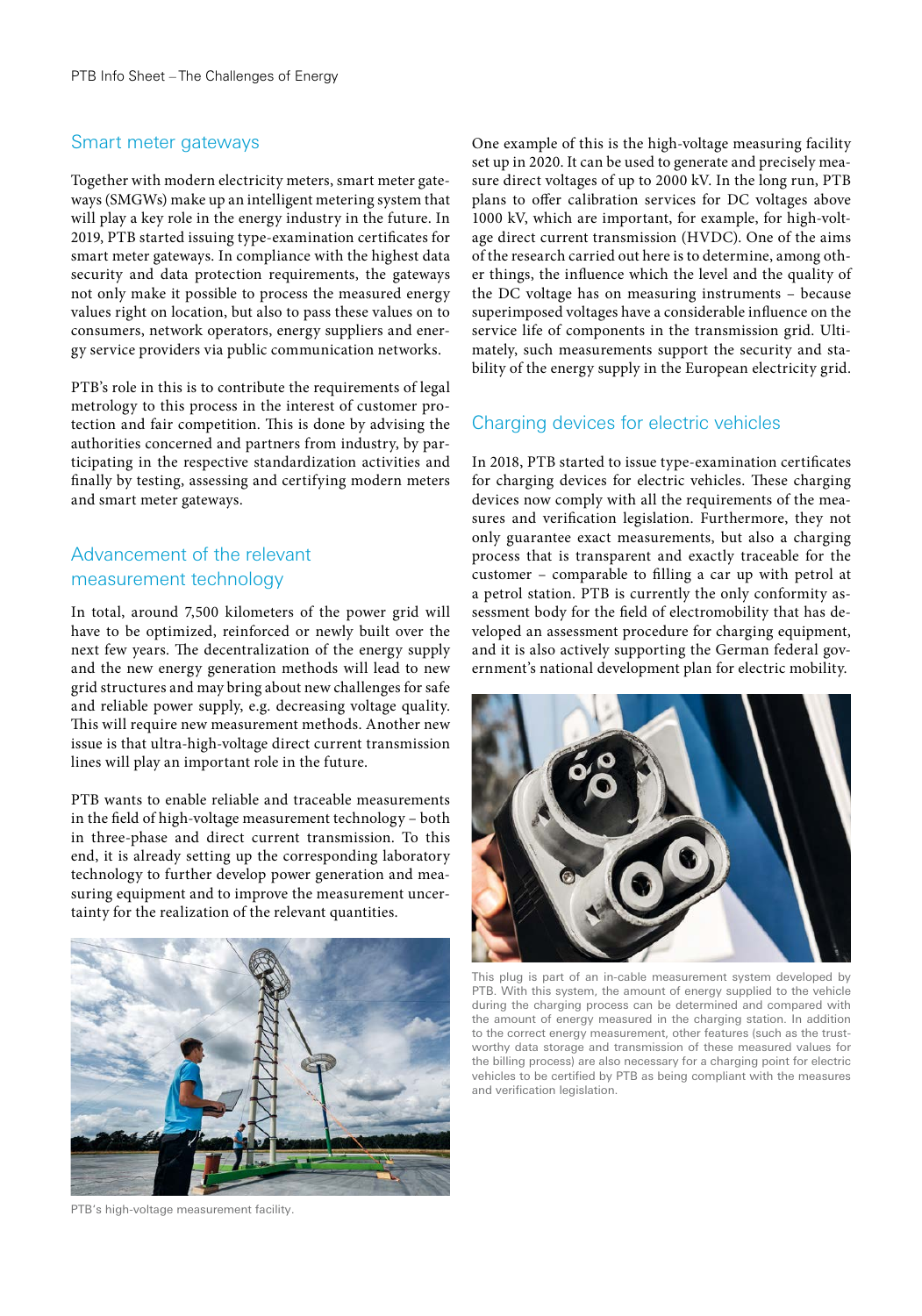## Smart meter gateways

Together with modern electricity meters, smart meter gateways (SMGWs) make up an intelligent metering system that will play a key role in the energy industry in the future. In 2019, PTB started issuing type-examination certificates for smart meter gateways. In compliance with the highest data security and data protection requirements, the gateways not only make it possible to process the measured energy values right on location, but also to pass these values on to consumers, network operators, energy suppliers and energy service providers via public communication networks.

PTB's role in this is to contribute the requirements of legal metrology to this process in the interest of customer protection and fair competition. This is done by advising the authorities concerned and partners from industry, by participating in the respective standardization activities and finally by testing, assessing and certifying modern meters and smart meter gateways.

## Advancement of the relevant measurement technology

In total, around 7,500 kilometers of the power grid will have to be optimized, reinforced or newly built over the next few years. The decentralization of the energy supply and the new energy generation methods will lead to new grid structures and may bring about new challenges for safe and reliable power supply, e.g. decreasing voltage quality. This will require new measurement methods. Another new issue is that ultra-high-voltage direct current transmission lines will play an important role in the future.

PTB wants to enable reliable and traceable measurements in the field of high-voltage measurement technology – both in three-phase and direct current transmission. To this end, it is already setting up the corresponding laboratory technology to further develop power generation and measuring equipment and to improve the measurement uncertainty for the realization of the relevant quantities.

PTB's high-voltage measurement facility.

One example of this is the high-voltage measuring facility set up in 2020. It can be used to generate and precisely measure direct voltages of up to 2000 kV. In the long run, PTB plans to offer calibration services for DC voltages above 1000 kV, which are important, for example, for high-voltage direct current transmission (HVDC). One of the aims of the research carried out here is to determine, among other things, the influence which the level and the quality of the DC voltage has on measuring instruments – because superimposed voltages have a considerable influence on the service life of components in the transmission grid. Ultimately, such measurements support the security and stability of the energy supply in the European electricity grid.

## Charging devices for electric vehicles

In 2018, PTB started to issue type-examination certificates for charging devices for electric vehicles. These charging devices now comply with all the requirements of the measures and verification legislation. Furthermore, they not only guarantee exact measurements, but also a charging process that is transparent and exactly traceable for the customer – comparable to filling a car up with petrol at a petrol station. PTB is currently the only conformity assessment body for the field of electromobility that has developed an assessment procedure for charging equipment, and it is also actively supporting the German federal government's national development plan for electric mobility.

This plug is part of an in-cable measurement system developed by PTB. With this system, the amount of energy supplied to the vehicle during the charging process can be determined and compared with the amount of energy measured in the charging station. In addition to the correct energy measurement, other features (such as the trustworthy data storage and transmission of these measured values for the billing process) are also necessary for a charging point for electric vehicles to be certified by PTB as being compliant with the measures and verification legislation.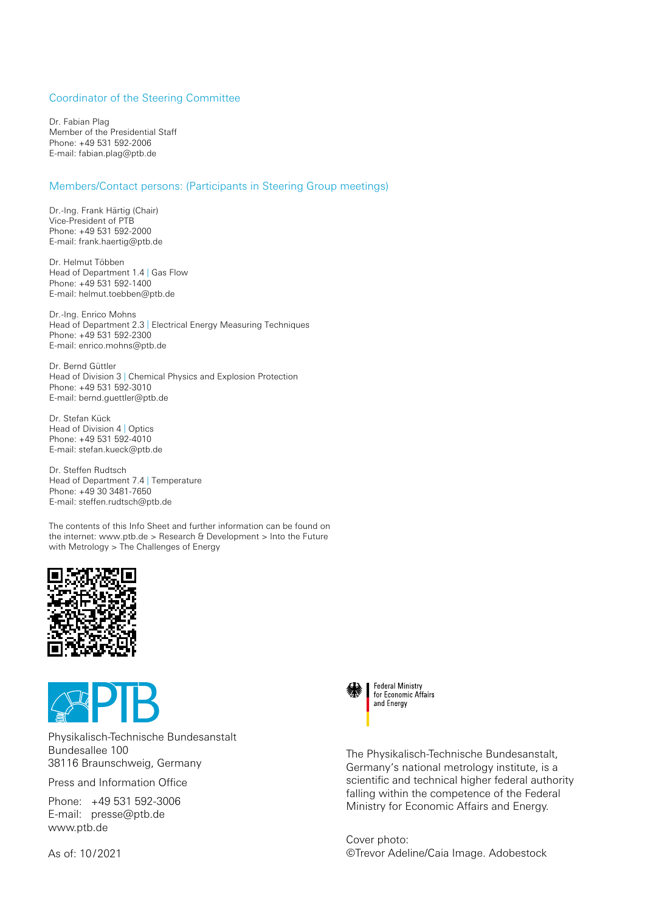## Coordinator of the Steering Committee

Dr. Fabian Plag
Member of the Presidential Staff
Phone: +49 531 592-2006
E-mail: fabian.plag@ptb.de

## Members/Contact persons: (Participants in Steering Group meetings)

Dr.-Ing. Frank Härtig (Chair)
Vice-President of PTB
Phone: +49 531 592-2000
E-mail: frank.haertig@ptb.de

Dr. Helmut Többen
Head of Department 1.4 | Gas Flow
Phone: +49 531 592-1400
E-mail: helmut.toebben@ptb.de

Dr.-Ing. Enrico Mohns
Head of Department 2.3 | Electrical Energy Measuring Techniques
Phone: +49 531 592-2300
E-mail: enrico.mohns@ptb.de

Dr. Bernd Güttler
Head of Division 3 | Chemical Physics and Explosion Protection
Phone: +49 531 592-3010
E-mail: bernd.guettler@ptb.de

Dr. Stefan Kück
Head of Division 4 | Optics
Phone: +49 531 592-4010
E-mail: stefan.kueck@ptb.de

Dr. Steffen Rudtsch
Head of Department 7.4 | Temperature
Phone: +49 30 3481-7650
E-mail: steffen.rudtsch@ptb.de

The contents of this Info Sheet and further information can be found on the internet: www.ptb.de > Research & Development > Into the Future with Metrology > The Challenges of Energy

Physikalisch-Technische Bundesanstalt
Bundesallee 100
38116 Braunschweig, Germany

Press and Information Office

Phone: +49 531 592-3006
E-mail: presse@ptb.de
www.ptb.de

As of: 10/2021

Federal Ministry for Economic Affairs and Energy

The Physikalisch-Technische Bundesanstalt, Germany's national metrology institute, is a scientific and technical higher federal authority falling within the competence of the Federal Ministry for Economic Affairs and Energy.

Cover photo:
©Trevor Adeline/Caia Image. Adobestock